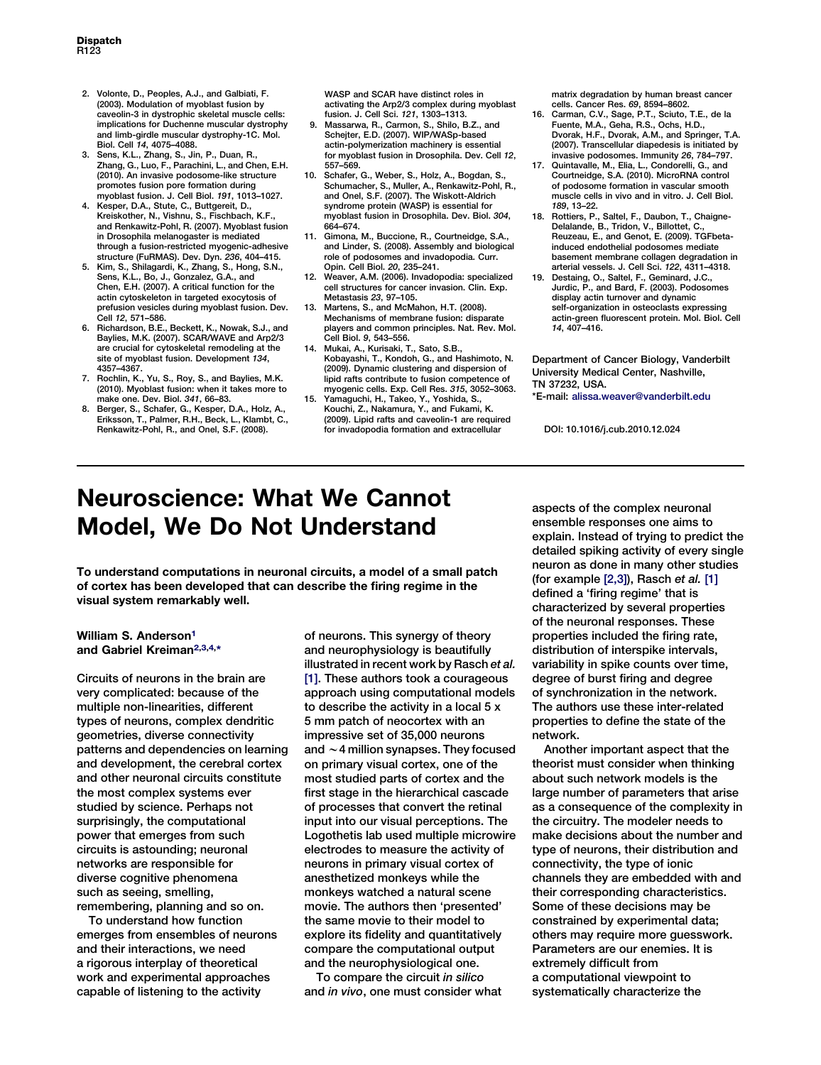2. Volonte, D., Peoples, A.J., and Galbiati, F. (2003). Modulation of myoblast fusion by caveolin-3 in dystrophic skeletal muscle cells: implications for Duchenne muscular dystrophy and limb-girdle muscular dystrophy-1C. Mol. Biol. Cell *14*, 4075–4088.
3. Sens, K.L., Zhang, S., Jin, P., Duan, R., Zhang, G., Luo, F., Parachini, L., and Chen, E.H. (2010). An invasive podosome-like structure promotes fusion pore formation during myoblast fusion. J. Cell Biol. *191*, 1013–1027.
4. Kesper, D.A., Stute, C., Buttgereit, D., Kreiskother, N., Vishnu, S., Fischbach, K.F., and Renkawitz-Pohl, R. (2007). Myoblast fusion in Drosophila melanogaster is mediated through a fusion-restricted myogenic-adhesive structure (FuRMAS). Dev. Dyn. *236*, 404–415.
5. Kim, S., Shilagardi, K., Zhang, S., Hong, S.N., Sens, K.L., Bo, J., Gonzalez, G.A., and Chen, E.H. (2007). A critical function for the actin cytoskeleton in targeted exocytosis of prefusion vesicles during myoblast fusion. Dev. Cell *12*, 571–586.
6. Richardson, B.E., Beckett, K., Nowak, S.J., and Baylies, M.K. (2007). SCAR/WAVE and Arp2/3 are crucial for cytoskeletal remodeling at the site of myoblast fusion. Development *134*, 4357–4367.
7. Rochlin, K., Yu, S., Roy, S., and Baylies, M.K. (2010). Myoblast fusion: when it takes more to make one. Dev. Biol. *341*, 66–83.
8. Berger, S., Schafer, G., Kesper, D.A., Holz, A., Eriksson, T., Palmer, R.H., Beck, L., Klambt, C., Renkawitz-Pohl, R., and Onel, S.F. (2008). WASP and SCAR have distinct roles in activating the Arp2/3 complex during myoblast fusion. J. Cell Sci. *121*, 1303–1313.
9. Massarwa, R., Carmon, S., Shilo, B.Z., and Schejter, E.D. (2007). WIP/WASp-based actin-polymerization machinery is essential for myoblast fusion in Drosophila. Dev. Cell *12*, 557–569.
10. Schafer, G., Weber, S., Holz, A., Bogdan, S., Schumacher, S., Muller, A., Renkawitz-Pohl, R., and Onel, S.F. (2007). The Wiskott-Aldrich syndrome protein (WASP) is essential for myoblast fusion in Drosophila. Dev. Biol. *304*, 664–674.
11. Gimona, M., Buccione, R., Courtneidge, S.A., and Linder, S. (2008). Assembly and biological role of podosomes and invadopodia. Curr. Opin. Cell Biol. *20*, 235–241.
12. Weaver, A.M. (2006). Invadopodia: specialized cell structures for cancer invasion. Clin. Exp. Metastasis *23*, 97–105.
13. Martens, S., and McMahon, H.T. (2008). Mechanisms of membrane fusion: disparate players and common principles. Nat. Rev. Mol. Cell Biol. *9*, 543–556.
14. Mukai, A., Kurisaki, T., Sato, S.B., Kobayashi, T., Kondoh, G., and Hashimoto, N. (2009). Dynamic clustering and dispersion of lipid rafts contribute to fusion competence of myogenic cells. Exp. Cell Res. *315*, 3052–3063.
15. Yamaguchi, H., Takeo, Y., Yoshida, S., Kouchi, Z., Nakamura, Y., and Fukami, K. (2009). Lipid rafts and caveolin-1 are required for invadopodia formation and extracellular matrix degradation by human breast cancer cells. Cancer Res. *69*, 8594–8602.
16. Carman, C.V., Sage, P.T., Sciuto, T.E., de la Fuente, M.A., Geha, R.S., Ochs, H.D., Dvorak, H.F., Dvorak, A.M., and Springer, T.A. (2007). Transcellular diapedesis is initiated by invasive podosomes. Immunity *26*, 784–797.
17. Quintavalle, M., Elia, L., Condorelli, G., and Courtneidge, S.A. (2010). MicroRNA control of podosome formation in vascular smooth muscle cells in vivo and in vitro. J. Cell Biol. *189*, 13–22.
18. Rottiers, P., Saltel, F., Daubon, T., Chaigne-Delalande, B., Tridon, V., Billottet, C., Reuzeau, E., and Genot, E. (2009). TGFbeta-induced endothelial podosomes mediate basement membrane collagen degradation in arterial vessels. J. Cell Sci. *122*, 4311–4318.
19. Destaing, O., Saltel, F., Geminard, J.C., Jurdic, P., and Bard, F. (2003). Podosomes display actin turnover and dynamic self-organization in osteoclasts expressing actin-green fluorescent protein. Mol. Biol. Cell *14*, 407–416.

Department of Cancer Biology, Vanderbilt University Medical Center, Nashville, TN 37232, USA.
*E-mail: alissa.weaver@vanderbilt.edu

DOI: 10.1016/j.cub.2010.12.024

# Neuroscience: What We Cannot Model, We Do Not Understand

**To understand computations in neuronal circuits, a model of a small patch of cortex has been developed that can describe the firing regime in the visual system remarkably well.**

**William S. Anderson[1] and Gabriel Kreiman[2,3,4,*]**

Circuits of neurons in the brain are very complicated: because of the multiple non-linearities, different types of neurons, complex dendritic geometries, diverse connectivity patterns and dependencies on learning and development, the cerebral cortex and other neuronal circuits constitute the most complex systems ever studied by science. Perhaps not surprisingly, the computational power that emerges from such circuits is astounding; neuronal networks are responsible for diverse cognitive phenomena such as seeing, smelling, remembering, planning and so on.

To understand how function emerges from ensembles of neurons and their interactions, we need a rigorous interplay of theoretical work and experimental approaches capable of listening to the activity of neurons. This synergy of theory and neurophysiology is beautifully illustrated in recent work by Rasch *et al.* [1]. These authors took a courageous approach using computational models to describe the activity in a local 5 x 5 mm patch of neocortex with an impressive set of 35,000 neurons and ~4 million synapses. They focused on primary visual cortex, one of the most studied parts of cortex and the first stage in the hierarchical cascade of processes that convert the retinal input into our visual perceptions. The Logothetis lab used multiple microwire electrodes to measure the activity of neurons in primary visual cortex of anesthetized monkeys while the monkeys watched a natural scene movie. The authors then 'presented' the same movie to their model to explore its fidelity and quantitatively compare the computational output and the neurophysiological one.

To compare the circuit *in silico* and *in vivo*, one must consider what aspects of the complex neuronal ensemble responses one aims to explain. Instead of trying to predict the detailed spiking activity of every single neuron as done in many other studies (for example [2,3]), Rasch *et al.* [1] defined a 'firing regime' that is characterized by several properties of the neuronal responses. These properties included the firing rate, distribution of interspike intervals, variability in spike counts over time, degree of burst firing and degree of synchronization in the network. The authors use these inter-related properties to define the state of the network.

Another important aspect that the theorist must consider when thinking about such network models is the large number of parameters that arise as a consequence of the complexity in the circuitry. The modeler needs to make decisions about the number and type of neurons, their distribution and connectivity, the type of ionic channels they are embedded with and their corresponding characteristics. Some of these decisions may be constrained by experimental data; others may require more guesswork. Parameters are our enemies. It is extremely difficult from a computational viewpoint to systematically characterize the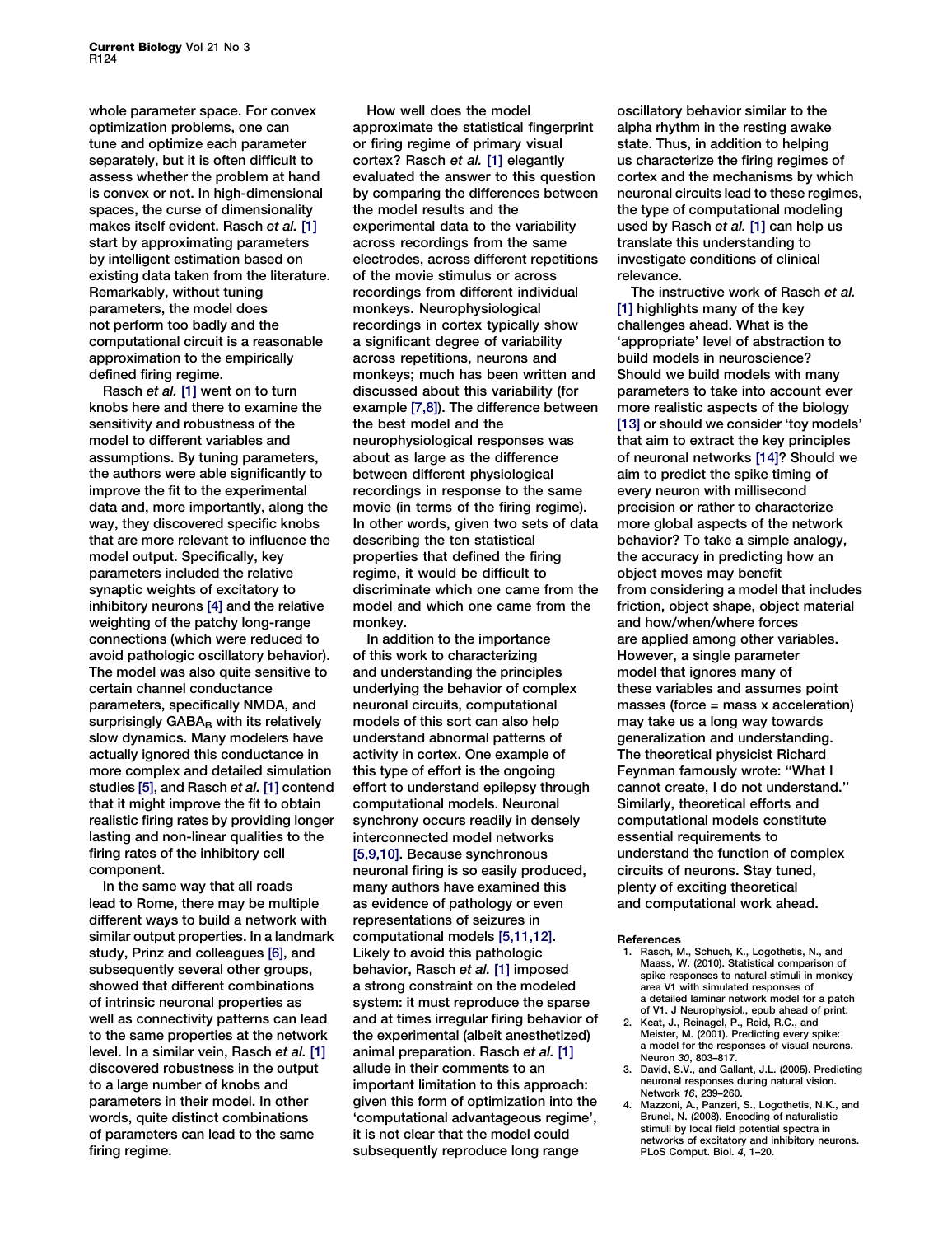whole parameter space. For convex optimization problems, one can tune and optimize each parameter separately, but it is often difficult to assess whether the problem at hand is convex or not. In high-dimensional spaces, the curse of dimensionality makes itself evident. Rasch *et al.* [1] start by approximating parameters by intelligent estimation based on existing data taken from the literature. Remarkably, without tuning parameters, the model does not perform too badly and the computational circuit is a reasonable approximation to the empirically defined firing regime.

Rasch *et al.* [1] went on to turn knobs here and there to examine the sensitivity and robustness of the model to different variables and assumptions. By tuning parameters, the authors were able significantly to improve the fit to the experimental data and, more importantly, along the way, they discovered specific knobs that are more relevant to influence the model output. Specifically, key parameters included the relative synaptic weights of excitatory to inhibitory neurons [4] and the relative weighting of the patchy long-range connections (which were reduced to avoid pathologic oscillatory behavior). The model was also quite sensitive to certain channel conductance parameters, specifically NMDA, and surprisingly $GABA_B$ with its relatively slow dynamics. Many modelers have actually ignored this conductance in more complex and detailed simulation studies [5], and Rasch *et al.* [1] contend that it might improve the fit to obtain realistic firing rates by providing longer lasting and non-linear qualities to the firing rates of the inhibitory cell component.

In the same way that all roads lead to Rome, there may be multiple different ways to build a network with similar output properties. In a landmark study, Prinz and colleagues [6], and subsequently several other groups, showed that different combinations of intrinsic neuronal properties as well as connectivity patterns can lead to the same properties at the network level. In a similar vein, Rasch *et al.* [1] discovered robustness in the output to a large number of knobs and parameters in their model. In other words, quite distinct combinations of parameters can lead to the same firing regime.

How well does the model approximate the statistical fingerprint or firing regime of primary visual cortex? Rasch *et al.* [1] elegantly evaluated the answer to this question by comparing the differences between the model results and the experimental data to the variability across recordings from the same electrodes, across different repetitions of the movie stimulus or across recordings from different individual monkeys. Neurophysiological recordings in cortex typically show a significant degree of variability across repetitions, neurons and monkeys; much has been written and discussed about this variability (for example [7,8]). The difference between the best model and the neurophysiological responses was about as large as the difference between different physiological recordings in response to the same movie (in terms of the firing regime). In other words, given two sets of data describing the ten statistical properties that defined the firing regime, it would be difficult to discriminate which one came from the model and which one came from the monkey.

In addition to the importance of this work to characterizing and understanding the principles underlying the behavior of complex neuronal circuits, computational models of this sort can also help understand abnormal patterns of activity in cortex. One example of this type of effort is the ongoing effort to understand epilepsy through computational models. Neuronal synchrony occurs readily in densely interconnected model networks [5,9,10]. Because synchronous neuronal firing is so easily produced, many authors have examined this as evidence of pathology or even representations of seizures in computational models [5,11,12]. Likely to avoid this pathologic behavior, Rasch *et al.* [1] imposed a strong constraint on the modeled system: it must reproduce the sparse and at times irregular firing behavior of the experimental (albeit anesthetized) animal preparation. Rasch *et al.* [1] allude in their comments to an important limitation to this approach: given this form of optimization into the 'computational advantageous regime', it is not clear that the model could subsequently reproduce long range oscillatory behavior similar to the alpha rhythm in the resting awake state. Thus, in addition to helping us characterize the firing regimes of cortex and the mechanisms by which neuronal circuits lead to these regimes, the type of computational modeling used by Rasch *et al.* [1] can help us translate this understanding to investigate conditions of clinical relevance.

The instructive work of Rasch *et al.* [1] highlights many of the key challenges ahead. What is the 'appropriate' level of abstraction to build models in neuroscience? Should we build models with many parameters to take into account ever more realistic aspects of the biology [13] or should we consider 'toy models' that aim to extract the key principles of neuronal networks [14]? Should we aim to predict the spike timing of every neuron with millisecond precision or rather to characterize more global aspects of the network behavior? To take a simple analogy, the accuracy in predicting how an object moves may benefit from considering a model that includes friction, object shape, object material and how/when/where forces are applied among other variables. However, a single parameter model that ignores many of these variables and assumes point masses (force = mass x acceleration) may take us a long way towards generalization and understanding. The theoretical physicist Richard Feynman famously wrote: "What I cannot create, I do not understand." Similarly, theoretical efforts and computational models constitute essential requirements to understand the function of complex circuits of neurons. Stay tuned, plenty of exciting theoretical and computational work ahead.

### References

1. Rasch, M., Schuch, K., Logothetis, N., and Maass, W. (2010). Statistical comparison of spike responses to natural stimuli in monkey area V1 with simulated responses of a detailed laminar network model for a patch of V1. J Neurophysiol., epub ahead of print.
2. Keat, J., Reinagel, P., Reid, R.C., and Meister, M. (2001). Predicting every spike: a model for the responses of visual neurons. Neuron *30*, 803–817.
3. David, S.V., and Gallant, J.L. (2005). Predicting neuronal responses during natural vision. Network *16*, 239–260.
4. Mazzoni, A., Panzeri, S., Logothetis, N.K., and Brunel, N. (2008). Encoding of naturalistic stimuli by local field potential spectra in networks of excitatory and inhibitory neurons. PLoS Comput. Biol. *4*, 1–20.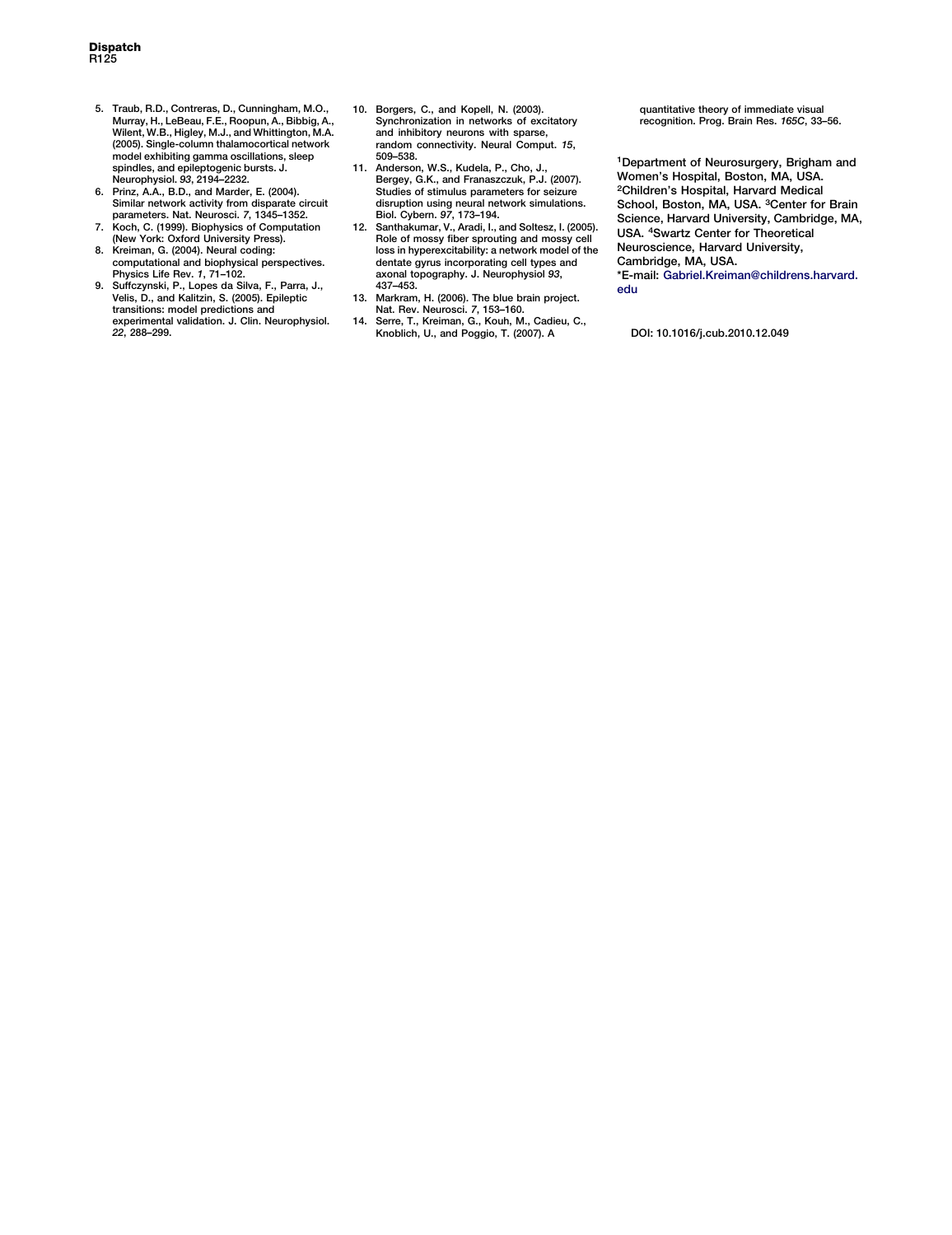5. Traub, R.D., Contreras, D., Cunningham, M.O., Murray, H., LeBeau, F.E., Roopun, A., Bibbig, A., Wilent, W.B., Higley, M.J., and Whittington, M.A. (2005). Single-column thalamocortical network model exhibiting gamma oscillations, sleep spindles, and epileptogenic bursts. J. Neurophysiol. *93*, 2194–2232.
6. Prinz, A.A., B.D., and Marder, E. (2004). Similar network activity from disparate circuit parameters. Nat. Neurosci. *7*, 1345–1352.
7. Koch, C. (1999). Biophysics of Computation (New York: Oxford University Press).
8. Kreiman, G. (2004). Neural coding: computational and biophysical perspectives. Physics Life Rev. *1*, 71–102.
9. Suffczynski, P., Lopes da Silva, F., Parra, J., Velis, D., and Kalitzin, S. (2005). Epileptic transitions: model predictions and experimental validation. J. Clin. Neurophysiol. *22*, 288–299.
10. Borgers, C., and Kopell, N. (2003). Synchronization in networks of excitatory and inhibitory neurons with sparse, random connectivity. Neural Comput. *15*, 509–538.
11. Anderson, W.S., Kudela, P., Cho, J., Bergey, G.K., and Franaszczuk, P.J. (2007). Studies of stimulus parameters for seizure disruption using neural network simulations. Biol. Cybern. *97*, 173–194.
12. Santhakumar, V., Aradi, I., and Soltesz, I. (2005). Role of mossy fiber sprouting and mossy cell loss in hyperexcitability: a network model of the dentate gyrus incorporating cell types and axonal topography. J. Neurophysiol *93*, 437–453.
13. Markram, H. (2006). The blue brain project. Nat. Rev. Neurosci. *7*, 153–160.
14. Serre, T., Kreiman, G., Kouh, M., Cadieu, C., Knoblich, U., and Poggio, T. (2007). A quantitative theory of immediate visual recognition. Prog. Brain Res. *165C*, 33–56.

[1]Department of Neurosurgery, Brigham and Women's Hospital, Boston, MA, USA. [2]Children's Hospital, Harvard Medical School, Boston, MA, USA. [3]Center for Brain Science, Harvard University, Cambridge, MA, USA. [4]Swartz Center for Theoretical Neuroscience, Harvard University, Cambridge, MA, USA.
*E-mail: Gabriel.Kreiman@childrens.harvard.edu

DOI: 10.1016/j.cub.2010.12.049